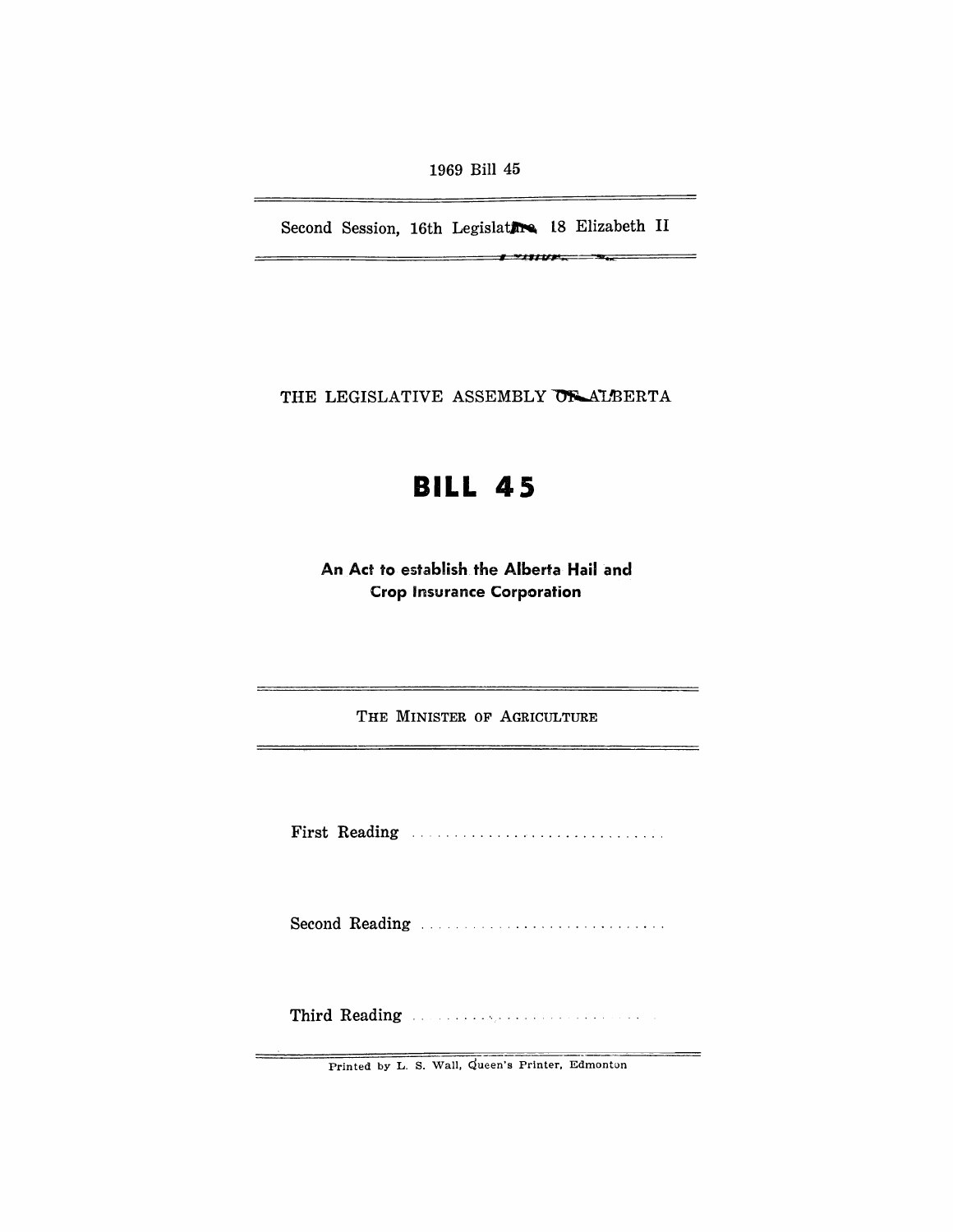1969 Bill 45

Second Session, 16th Legislature, 18 Elizabeth II

THE LEGISLATIVE ASSEMBLY OF ALBERTA

# BILL 45

**An Act to establish the Alberta Hail and Crop Insurance Corporation**

THE MINISTER OF AGRICULTURE

First Reading . . . . . . . . . . . . . . . . . . . . . . . . . . . . . .

Second Reading . . . . . . . . . . . . . . . . . . . . . . . . . . . . .

Third Reading . . . . . . . . . . . . . . . . . . . . . . . . . . . . . .

Printed by L. S. Wall, Queen's Printer, Edmonton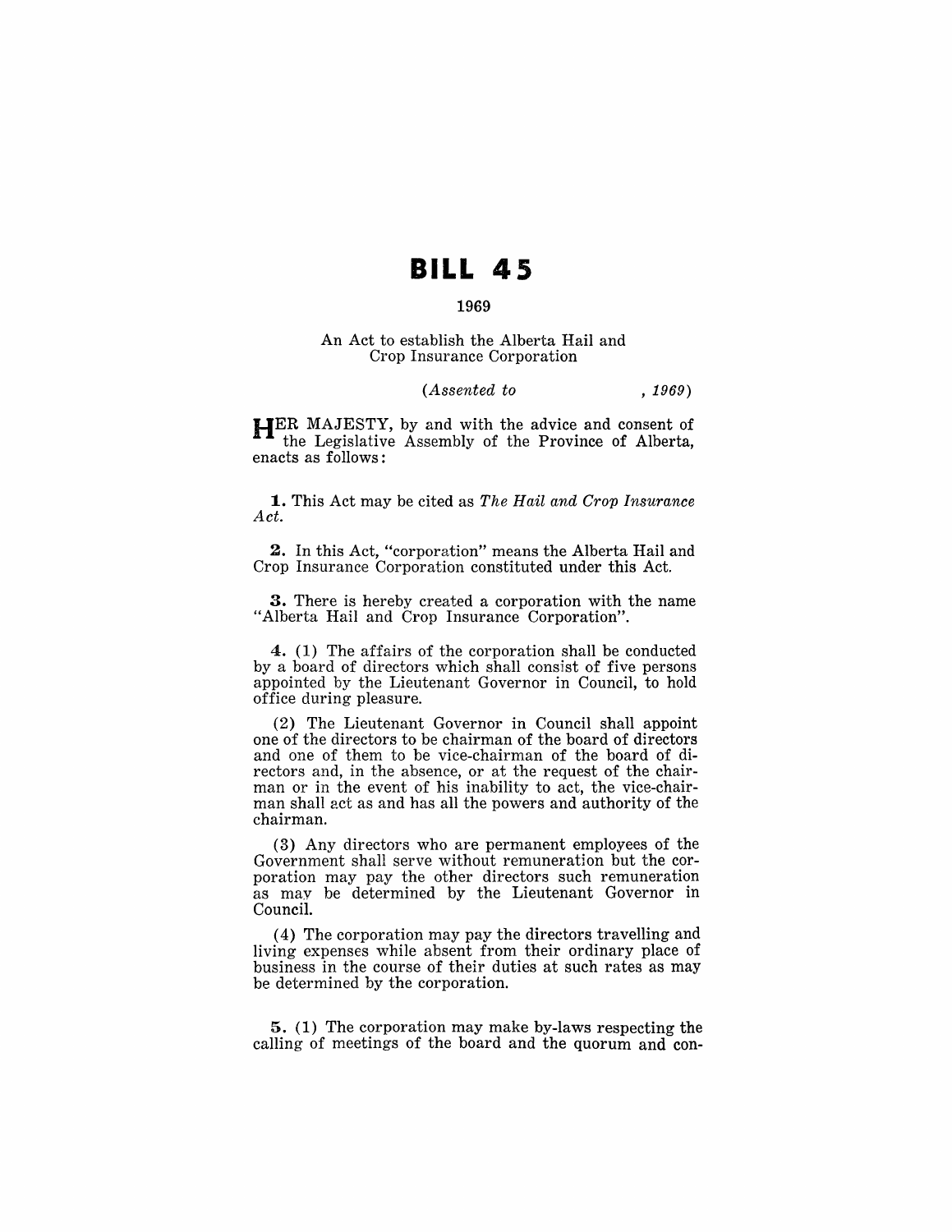# BILL 45

**1969**

An Act to establish the Alberta Hail and Crop Insurance Corporation

*(Assented to , 1969)*

HER MAJESTY, by and with the advice and consent of the Legislative Assembly of the Province of Alberta, enacts as follows:

**1.** This Act may be cited as *The Hail and Crop Insurance Act.*

**2.** In this Act, "corporation" means the Alberta Hail and Crop Insurance Corporation constituted under this Act.

**3.** There is hereby created a corporation with the name "Alberta Hail and Crop Insurance Corporation".

**4.** (1) The affairs of the corporation shall be conducted by a board of directors which shall consist of five persons appointed by the Lieutenant Governor in Council, to hold office during pleasure.

(2) The Lieutenant Governor in Council shall appoint one of the directors to be chairman of the board of directors and one of them to be vice-chairman of the board of directors and, in the absence, or at the request of the chairman or in the event of his inability to act, the vice-chairman shall act as and has all the powers and authority of the chairman.

(3) Any directors who are permanent employees of the Government shall serve without remuneration but the corporation may pay the other directors such remuneration as may be determined by the Lieutenant Governor in Council.

(4) The corporation may pay the directors travelling and living expenses while absent from their ordinary place of business in the course of their duties at such rates as may be determined by the corporation.

**5.** (1) The corporation may make by-laws respecting the calling of meetings of the board and the quorum and con-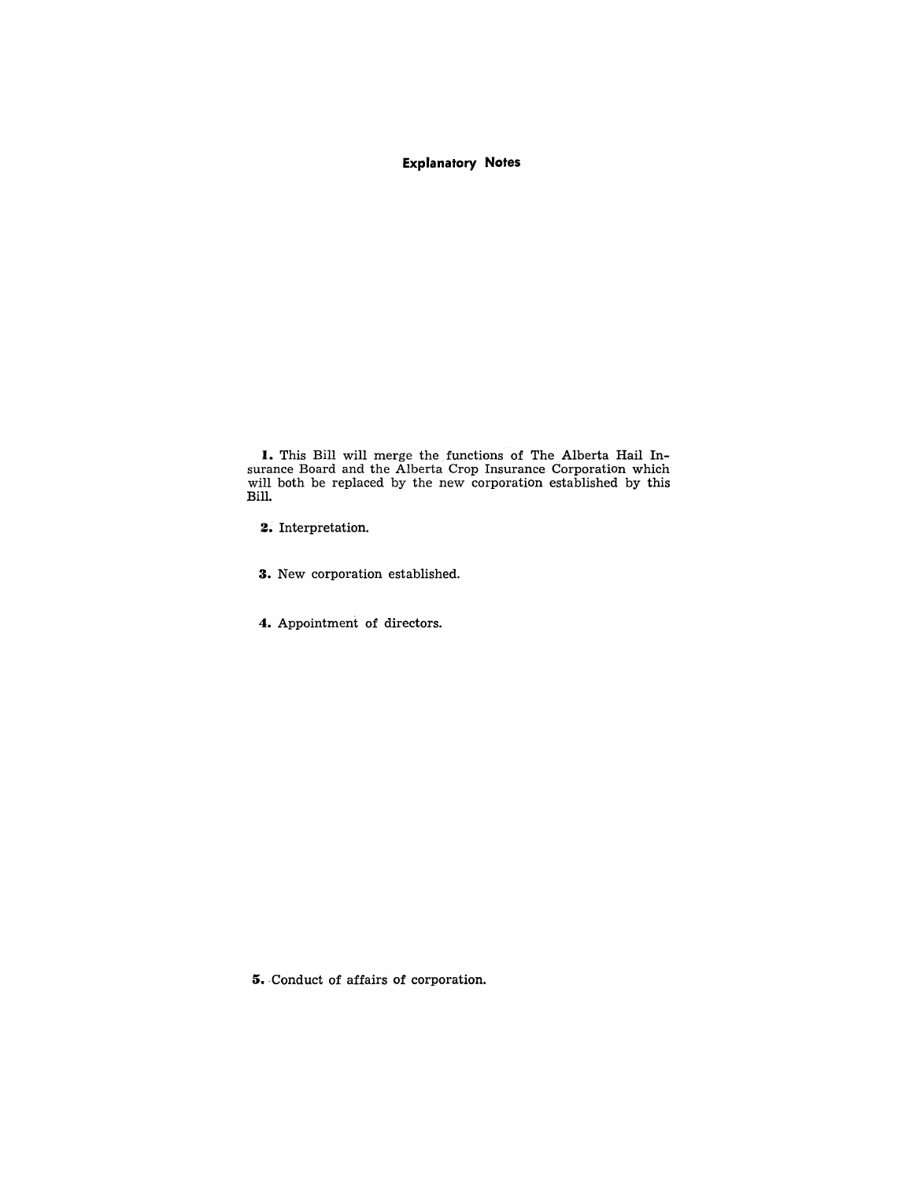# Explanatory Notes

**1.** This Bill will merge the functions of The Alberta Hail Insurance Board and the Alberta Crop Insurance Corporation which will both be replaced by the new corporation established by this Bill.

**2.** Interpretation.

**3.** New corporation established.

**4.** Appointment of directors.

**5.** Conduct of affairs of corporation.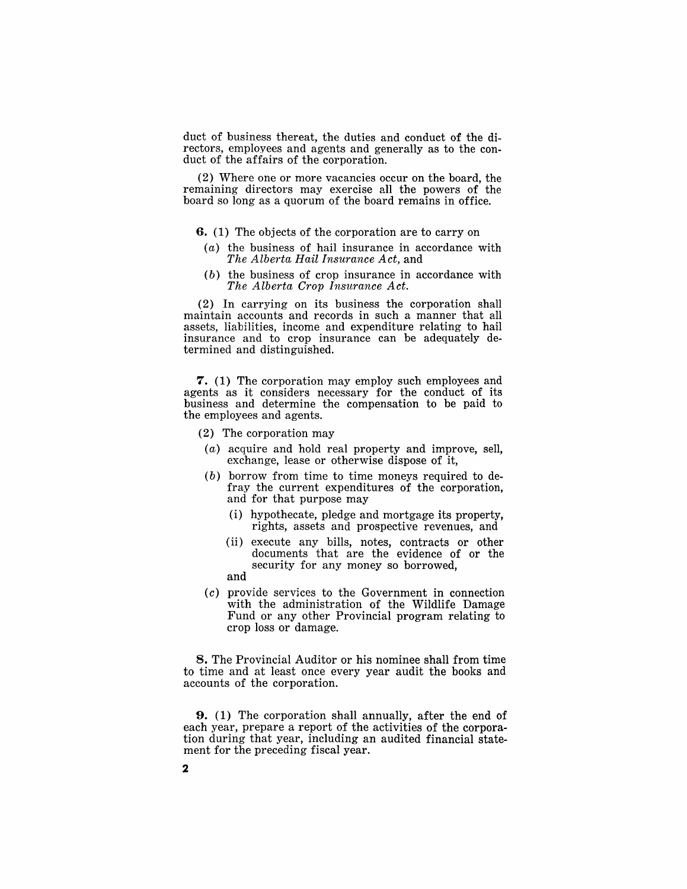duct of business thereat, the duties and conduct of the directors, employees and agents and generally as to the conduct of the affairs of the corporation.

(2) Where one or more vacancies occur on the board, the remaining directors may exercise all the powers of the board so long as a quorum of the board remains in office.

**6.** (1) The objects of the corporation are to carry on

(*a*) the business of hail insurance in accordance with *The Alberta Hail Insurance Act,* and

(*b*) the business of crop insurance in accordance with *The Alberta Crop Insurance Act.*

(2) In carrying on its business the corporation shall maintain accounts and records in such a manner that all assets, liabilities, income and expenditure relating to hail insurance and to crop insurance can be adequately determined and distinguished.

**7.** (1) The corporation may employ such employees and agents as it considers necessary for the conduct of its business and determine the compensation to be paid to the employees and agents.

(2) The corporation may

(*a*) acquire and hold real property and improve, sell, exchange, lease or otherwise dispose of it,

(*b*) borrow from time to time moneys required to defray the current expenditures of the corporation, and for that purpose may

(i) hypothecate, pledge and mortgage its property, rights, assets and prospective revenues, and

(ii) execute any bills, notes, contracts or other documents that are the evidence of or the security for any money so borrowed,

and

(*c*) provide services to the Government in connection with the administration of the Wildlife Damage Fund or any other Provincial program relating to crop loss or damage.

**8.** The Provincial Auditor or his nominee shall from time to time and at least once every year audit the books and accounts of the corporation.

**9.** (1) The corporation shall annually, after the end of each year, prepare a report of the activities of the corporation during that year, including an audited financial statement for the preceding fiscal year.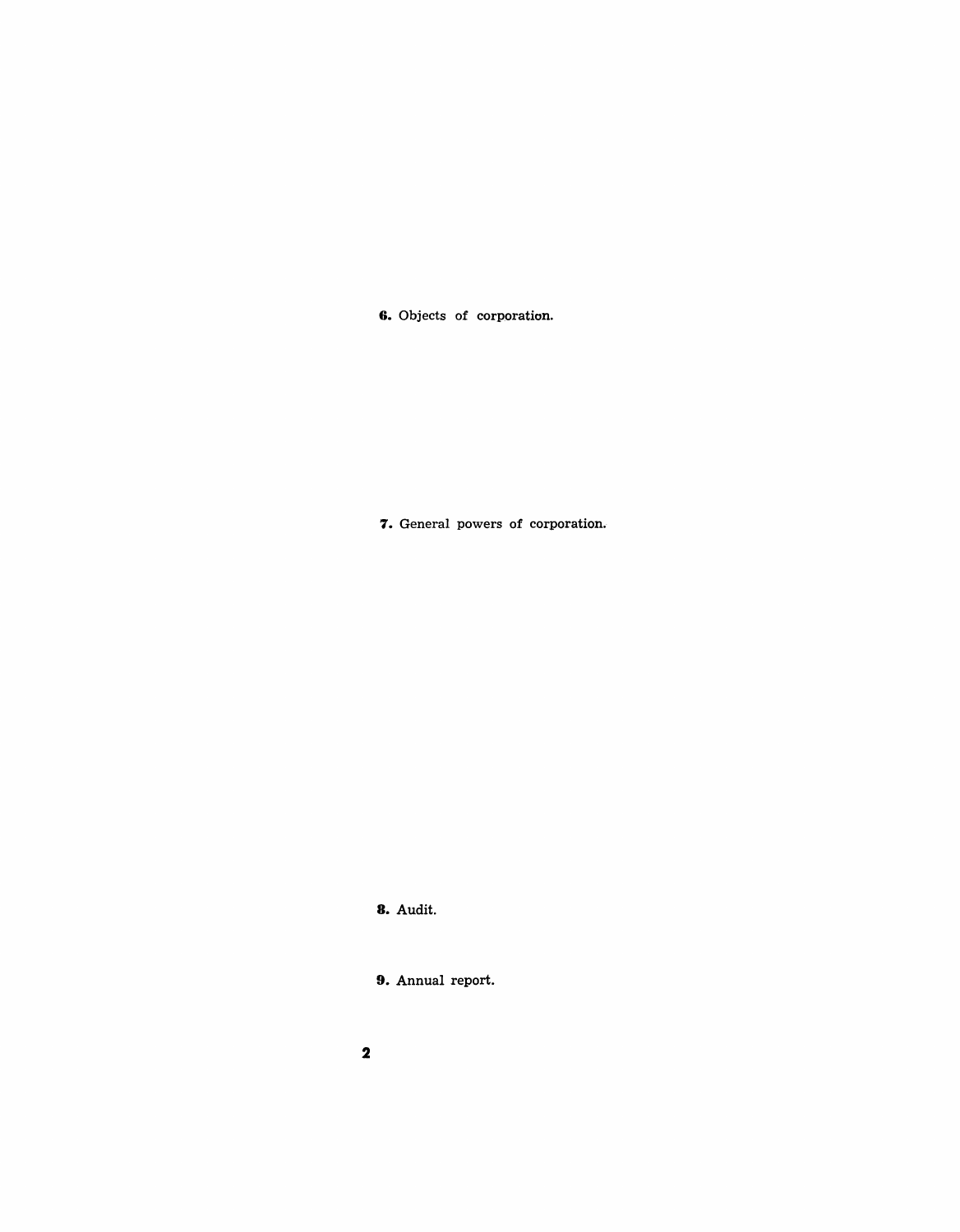**6.** Objects of corporation.

**7.** General powers of corporation.

**8.** Audit.

**9.** Annual report.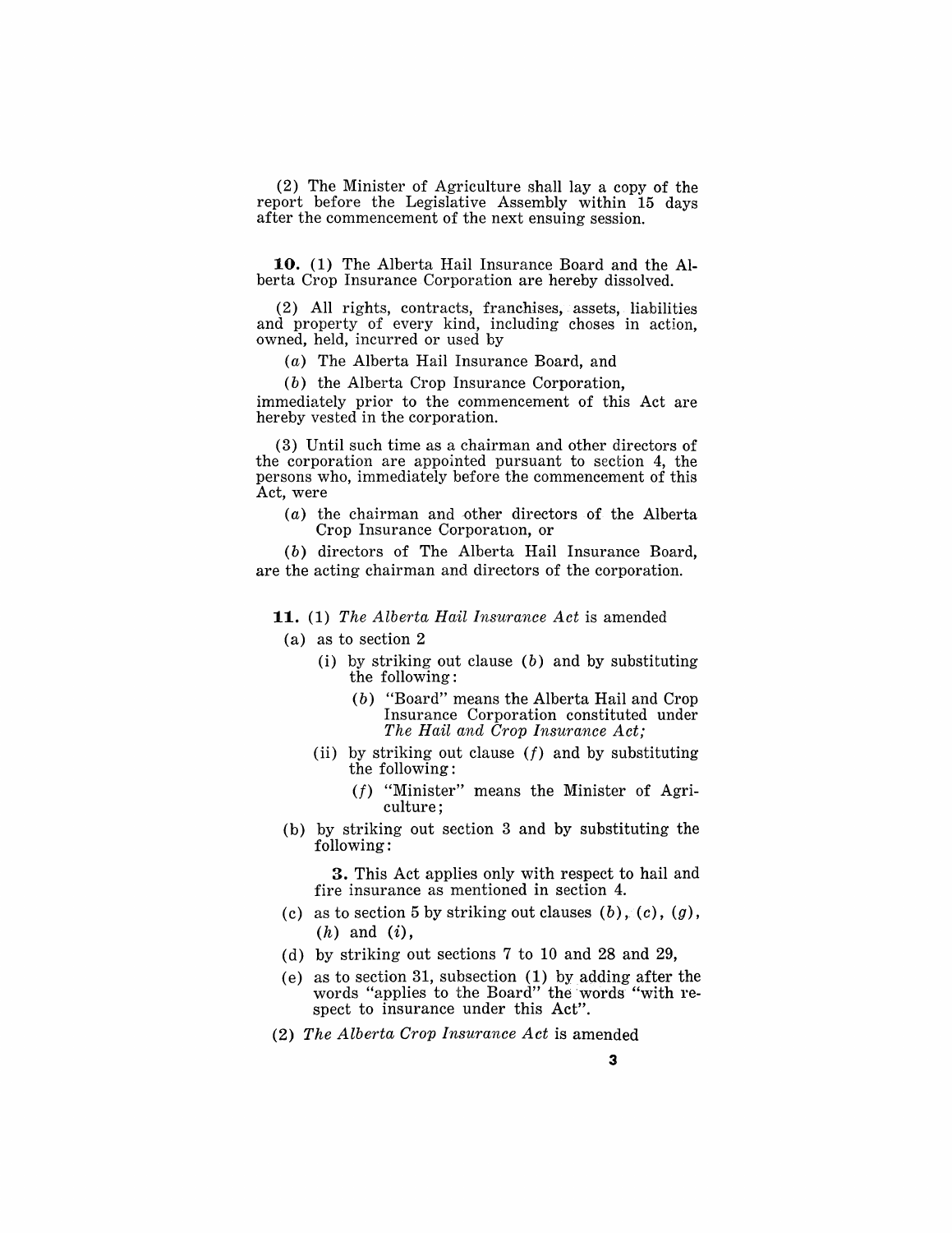(2) The Minister of Agriculture shall lay a copy of the report before the Legislative Assembly within 15 days after the commencement of the next ensuing session.

**10.** (1) The Alberta Hail Insurance Board and the Alberta Crop Insurance Corporation are hereby dissolved.

(2) All rights, contracts, franchises, assets, liabilities and property of every kind, including choses in action, owned, held, incurred or used by

(*a*) The Alberta Hail Insurance Board, and

(*b*) the Alberta Crop Insurance Corporation,

immediately prior to the commencement of this Act are hereby vested in the corporation.

(3) Until such time as a chairman and other directors of the corporation are appointed pursuant to section 4, the persons who, immediately before the commencement of this Act, were

(*a*) the chairman and other directors of the Alberta Crop Insurance Corporation, or

(*b*) directors of The Alberta Hail Insurance Board,

are the acting chairman and directors of the corporation.

**11.** (1) *The Alberta Hail Insurance Act* is amended

(a) as to section 2

(i) by striking out clause (*b*) and by substituting the following:

(*b*) "Board" means the Alberta Hail and Crop Insurance Corporation constituted under *The Hail and Crop Insurance Act;*

(ii) by striking out clause (*f*) and by substituting the following:

(*f*) "Minister" means the Minister of Agriculture;

(b) by striking out section 3 and by substituting the following:

**3.** This Act applies only with respect to hail and fire insurance as mentioned in section 4.

(c) as to section 5 by striking out clauses (*b*), (*c*), (*g*), (*h*) and (*i*),

(d) by striking out sections 7 to 10 and 28 and 29,

(e) as to section 31, subsection (1) by adding after the words "applies to the Board" the words "with respect to insurance under this Act".

(2) *The Alberta Crop Insurance Act* is amended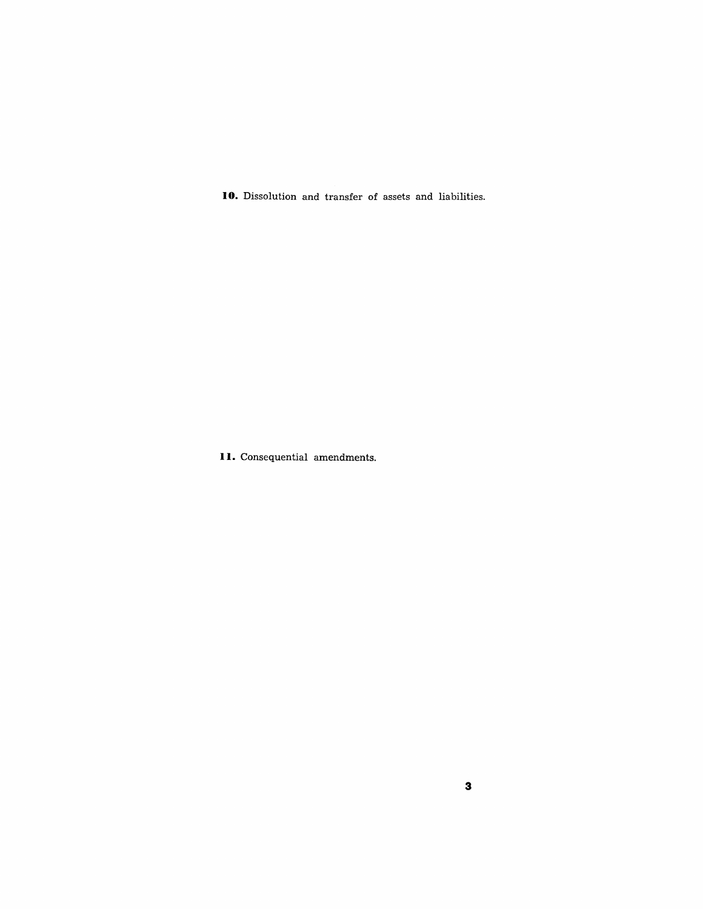**10.** Dissolution and transfer of assets and liabilities.

**11.** Consequential amendments.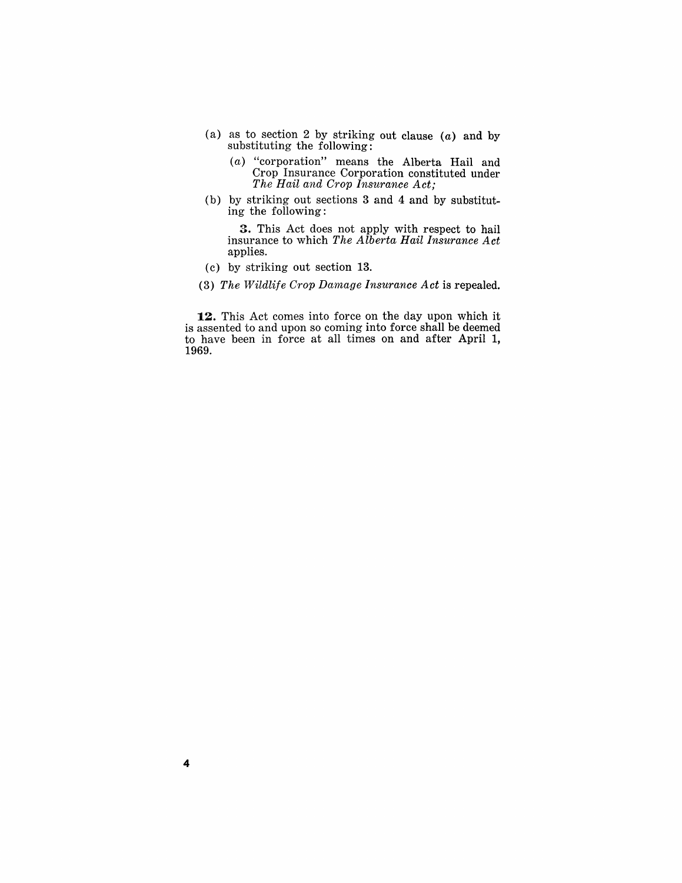(a) as to section 2 by striking out clause (*a*) and by substituting the following:

> (*a*) "corporation" means the Alberta Hail and Crop Insurance Corporation constituted under *The Hail and Crop Insurance Act;*

(b) by striking out sections 3 and 4 and by substituting the following:

> **3.** This Act does not apply with respect to hail insurance to which *The Alberta Hail Insurance Act* applies.

(c) by striking out section 13.

(3) *The Wildlife Crop Damage Insurance Act* is repealed.

**12.** This Act comes into force on the day upon which it is assented to and upon so coming into force shall be deemed to have been in force at all times on and after April 1, 1969.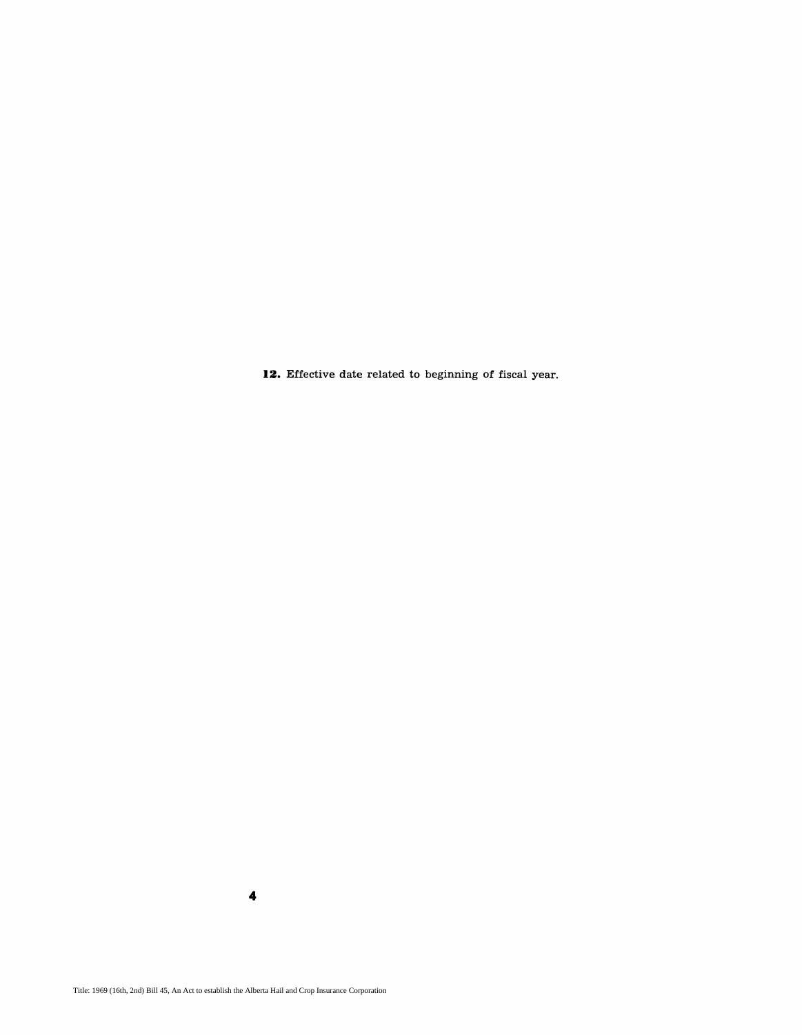**12.** Effective date related to beginning of fiscal year.